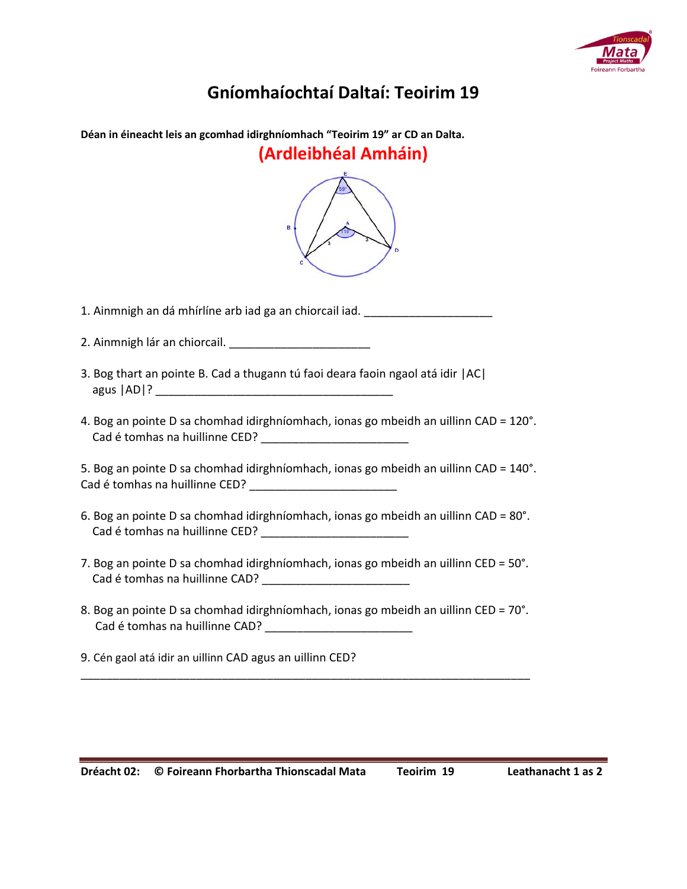# Gníomhaíochtaí Daltaí: Teoirim 19

**Déan in éineacht leis an gcomhad idirghníomhach "Teoirim 19" ar CD an Dalta.**

## (Ardleibhéal Amháin)

E
59°
A
118°
B
3
3
C
D

1. Ainmnigh an dá mhírlíne arb iad ga an chiorcail iad. ____________________

2. Ainmnigh lár an chiorcail. ______________________

3. Bog thart an pointe B. Cad a thugann tú faoi deara faoin ngaol atá idir |AC| agus |AD|? _____________________________________

4. Bog an pointe D sa chomhad idirghníomhach, ionas go mbeidh an uillinn CAD = 120°. Cad é tomhas na huillinne CED? _______________________

5. Bog an pointe D sa chomhad idirghníomhach, ionas go mbeidh an uillinn CAD = 140°. Cad é tomhas na huillinne CED? _______________________

6. Bog an pointe D sa chomhad idirghníomhach, ionas go mbeidh an uillinn CAD = 80°. Cad é tomhas na huillinne CED? _______________________

7. Bog an pointe D sa chomhad idirghníomhach, ionas go mbeidh an uillinn CED = 50°. Cad é tomhas na huillinne CAD? _______________________

8. Bog an pointe D sa chomhad idirghníomhach, ionas go mbeidh an uillinn CED = 70°. Cad é tomhas na huillinne CAD? _______________________

9. Cén gaol atá idir an uillinn CAD agus an uillinn CED?

______________________________________________________________________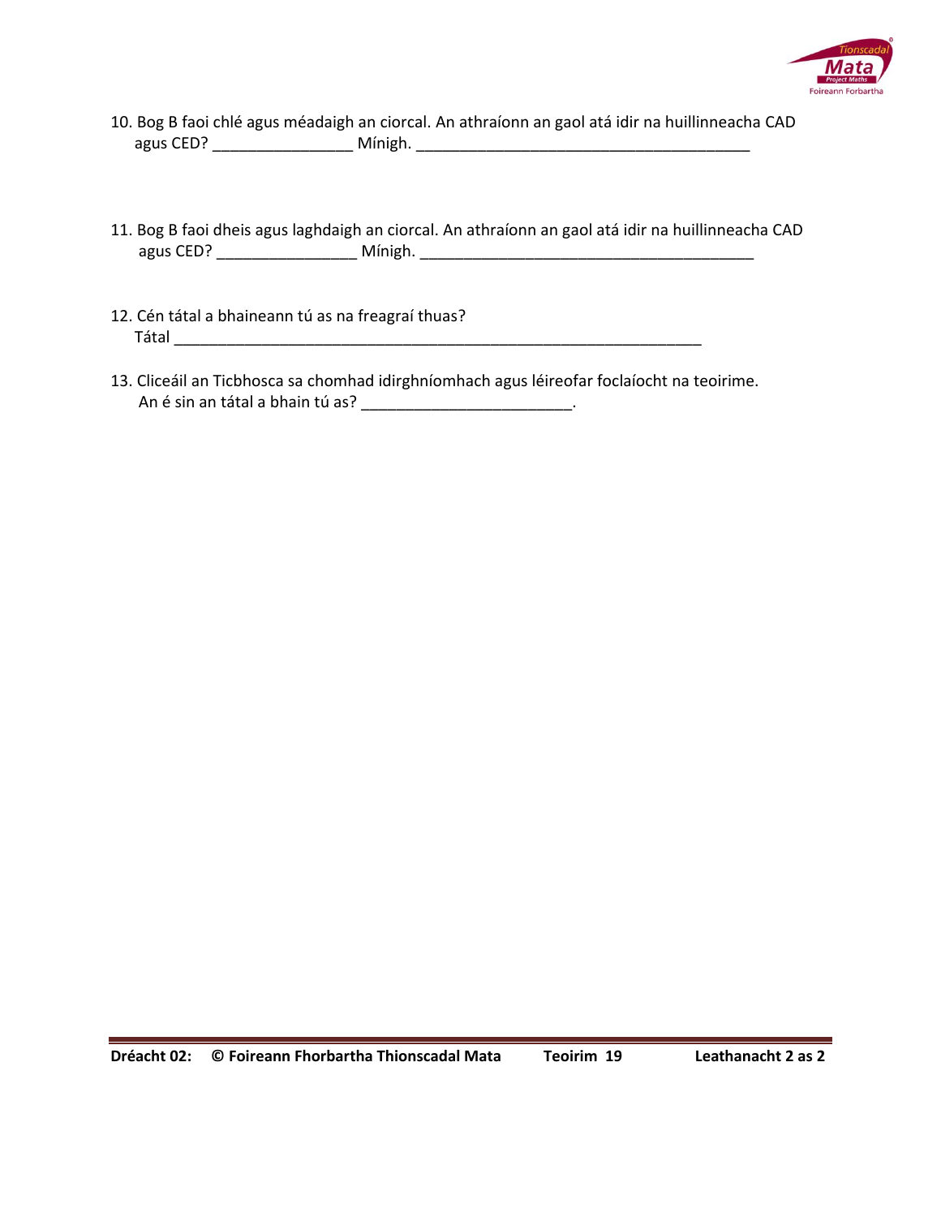10. Bog B faoi chlé agus méadaigh an ciorcal. An athraíonn an gaol atá idir na huillinneacha CAD agus CED? ________________ Mínigh. ______________________________________

11. Bog B faoi dheis agus laghdaigh an ciorcal. An athraíonn an gaol atá idir na huillinneacha CAD agus CED? ________________ Mínigh. ______________________________________

12. Cén tátal a bhaineann tú as na freagraí thuas?
    Tátal ____________________________________________________________

13. Cliceáil an Ticbhosca sa chomhad idirghníomhach agus léireofar foclaíocht na teoirime.
    An é sin an tátal a bhain tú as? ________________________.